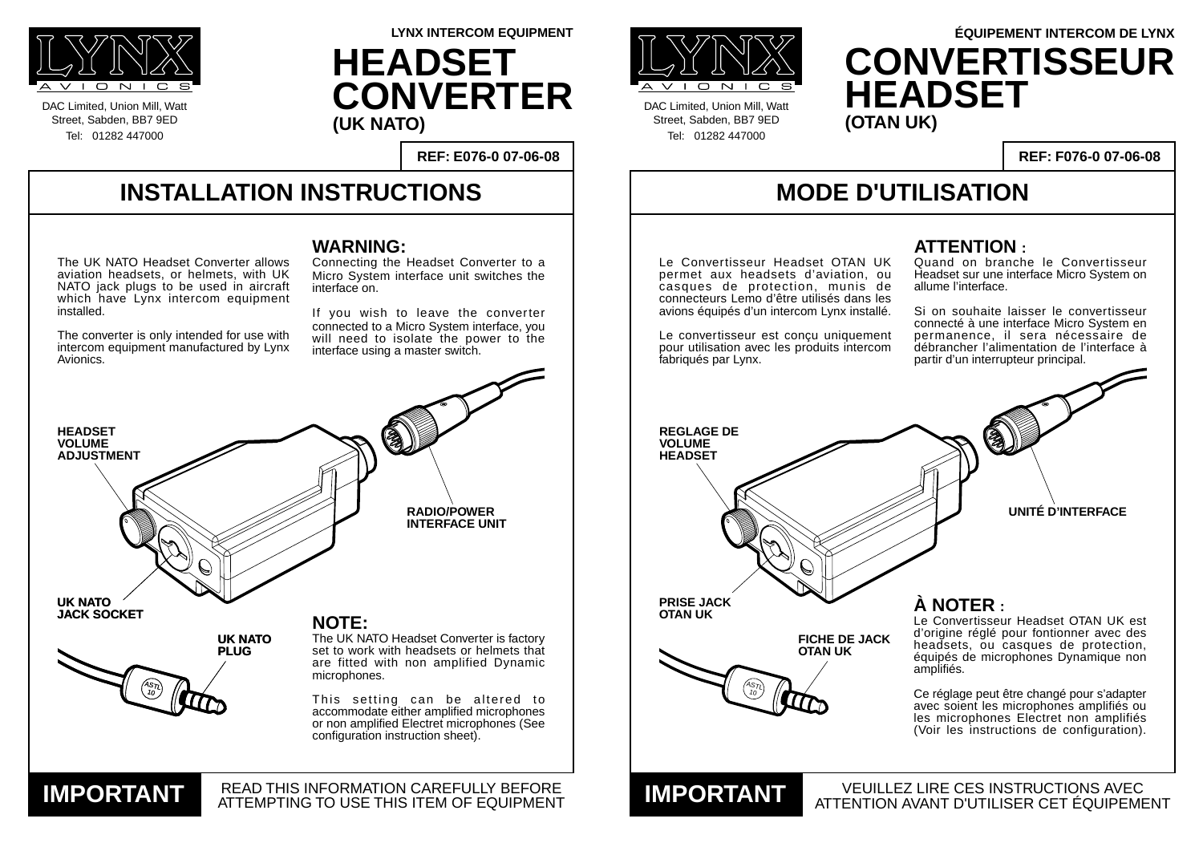LYNX AVIONICS

DAC Limited, Union Mill, Watt Street, Sabden, BB7 9ED
Tel: 01282 447000

**LYNX INTERCOM EQUIPMENT**

# HEADSET CONVERTER

**(UK NATO)**

**REF: E076-0 07-06-08**

## INSTALLATION INSTRUCTIONS

The UK NATO Headset Converter allows aviation headsets, or helmets, with UK NATO jack plugs to be used in aircraft which have Lynx intercom equipment installed.

The converter is only intended for use with intercom equipment manufactured by Lynx Avionics.

### WARNING:

Connecting the Headset Converter to a Micro System interface unit switches the interface on.

If you wish to leave the converter connected to a Micro System interface, you will need to isolate the power to the interface using a master switch.

**HEADSET VOLUME ADJUSTMENT**

**RADIO/POWER INTERFACE UNIT**

**UK NATO JACK SOCKET**

**UK NATO PLUG**

ASTL 10

### NOTE:

The UK NATO Headset Converter is factory set to work with headsets or helmets that are fitted with non amplified Dynamic microphones.

This setting can be altered to accommodate either amplified microphones or non amplified Electret microphones (See configuration instruction sheet).

**IMPORTANT** READ THIS INFORMATION CAREFULLY BEFORE ATTEMPTING TO USE THIS ITEM OF EQUIPMENT

---

LYNX AVIONICS

DAC Limited, Union Mill, Watt Street, Sabden, BB7 9ED
Tel: 01282 447000

**ÉQUIPEMENT INTERCOM DE LYNX**

# CONVERTISSEUR HEADSET

**(OTAN UK)**

**REF: F076-0 07-06-08**

## MODE D'UTILISATION

Le Convertisseur Headset OTAN UK permet aux headsets d'aviation, ou casques de protection, munis de connecteurs Lemo d'être utilisés dans les avions équipés d'un intercom Lynx installé.

Le convertisseur est conçu uniquement pour utilisation avec les produits intercom fabriqués par Lynx.

### ATTENTION :

Quand on branche le Convertisseur Headset sur une interface Micro System on allume l'interface.

Si on souhaite laisser le convertisseur connecté à une interface Micro System en permanence, il sera nécessaire de débrancher l'alimentation de l'interface à partir d'un interrupteur principal.

**REGLAGE DE VOLUME HEADSET**

**UNITÉ D'INTERFACE**

**PRISE JACK OTAN UK**

**FICHE DE JACK OTAN UK**

ASTL 10

### À NOTER :

Le Convertisseur Headset OTAN UK est d'origine réglé pour fontionner avec des headsets, ou casques de protection, équipés de microphones Dynamique non amplifiés.

Ce réglage peut être changé pour s'adapter avec soient les microphones amplifiés ou les microphones Electret non amplifiés (Voir les instructions de configuration).

**IMPORTANT** VEUILLEZ LIRE CES INSTRUCTIONS AVEC ATTENTION AVANT D'UTILISER CET ÉQUIPEMENT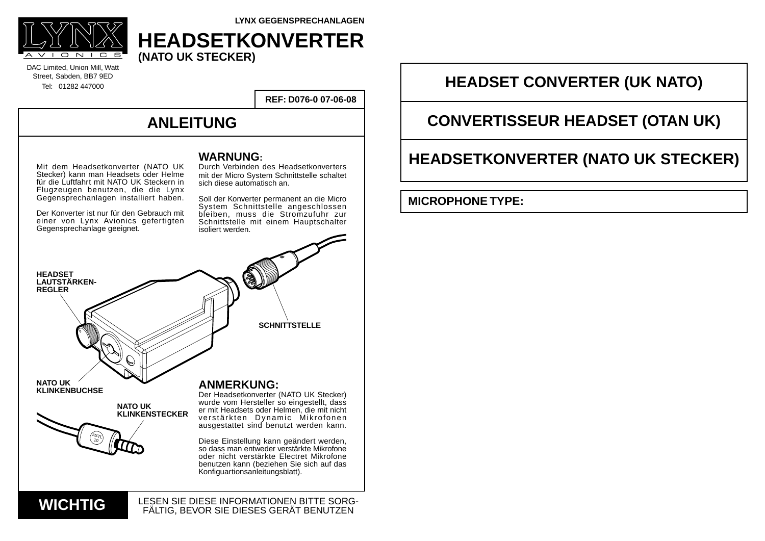LYNX GEGENSPRECHANLAGEN

# HEADSETKONVERTER

**(NATO UK STECKER)**

DAC Limited, Union Mill, Watt Street, Sabden, BB7 9ED
Tel: 01282 447000

**REF: D076-0 07-06-08**

## ANLEITUNG

Mit dem Headsetkonverter (NATO UK Stecker) kann man Headsets oder Helme für die Luftfahrt mit NATO UK Steckern in Flugzeugen benutzen, die die Lynx Gegensprechanlagen installiert haben.

Der Konverter ist nur für den Gebrauch mit einer von Lynx Avionics gefertigten Gegensprechanlage geeignet.

### WARNUNG:

Durch Verbinden des Headsetkonverters mit der Micro System Schnittstelle schaltet sich diese automatisch an.

Soll der Konverter permanent an die Micro System Schnittstelle angeschlossen bleiben, muss die Stromzufuhr zur Schnittstelle mit einem Hauptschalter isoliert werden.

HEADSET LAUTSTÄRKEN-REGLER

SCHNITTSTELLE

NATO UK KLINKENBUCHSE

NATO UK KLINKENSTECKER

### ANMERKUNG:

Der Headsetkonverter (NATO UK Stecker) wurde vom Hersteller so eingestellt, dass er mit Headsets oder Helmen, die mit nicht verstärkten Dynamic Mikrofonen ausgestattet sind benutzt werden kann.

Diese Einstellung kann geändert werden, so dass man entweder verstärkte Mikrofone oder nicht verstärkte Electret Mikrofone benutzen kann (beziehen Sie sich auf das Konfiguartionsanleitungsblatt).

**WICHTIG** LESEN SIE DIESE INFORMATIONEN BITTE SORGFÄLTIG, BEVOR SIE DIESES GERÄT BENUTZEN

## HEADSET CONVERTER (UK NATO)

## CONVERTISSEUR HEADSET (OTAN UK)

## HEADSETKONVERTER (NATO UK STECKER)

**MICROPHONE TYPE:**